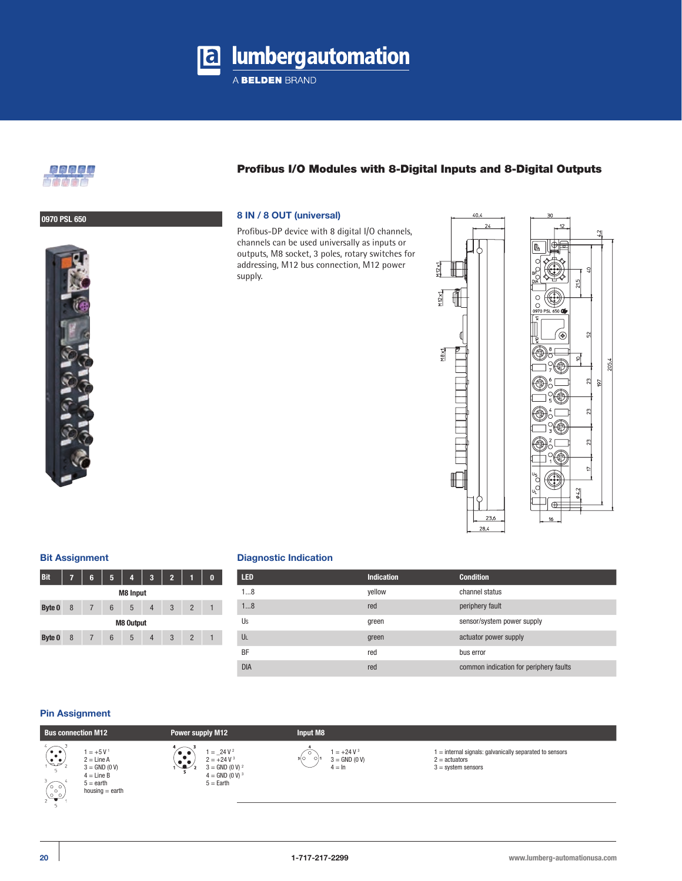lumbergautomation

A BELDEN BRAND

## Profibus I/O Modules with 8-Digital Inputs and 8-Digital Outputs

**0970 PSL 650**

### 8 IN / 8 OUT (universal)

Profibus-DP device with 8 digital I/O channels, channels can be used universally as inputs or outputs, M8 socket, 3 poles, rotary switches for addressing, M12 bus connection, M12 power supply.

### Bit Assignment

| Bit | 7 | 6 | 5 | 4 | 3 | 2 | 1 | 0 |
|---|---|---|---|---|---|---|---|---|
| | | | | M8 Input | | | | |
| Byte 0 | 8 | 7 | 6 | 5 | 4 | 3 | 2 | 1 |
| | | | | M8 Output | | | | |
| Byte 0 | 8 | 7 | 6 | 5 | 4 | 3 | 2 | 1 |

### Diagnostic Indication

| LED | Indication | Condition |
|---|---|---|
| 1...8 | yellow | channel status |
| 1...8 | red | periphery fault |
| Us | green | sensor/system power supply |
| UL | green | actuator power supply |
| BF | red | bus error |
| DIA | red | common indication for periphery faults |

### Pin Assignment

| Bus connection M12 | Power supply M12 | Input M8 | |
|---|---|---|---|
| 1 = +5 V [1]<br>2 = Line A<br>3 = GND (0 V)<br>4 = Line B<br>5 = earth<br>housing = earth | 1 = _24 V [2]<br>2 = +24 V [3]<br>3 = GND (0 V) [2]<br>4 = GND (0 V) [3]<br>5 = Earth | 1 = +24 V [3]<br>3 = GND (0 V)<br>4 = In | 1 = internal signals: galvanically separated to sensors<br>2 = actuators<br>3 = system sensors |

1-717-217-2299

www.lumberg-automationusa.com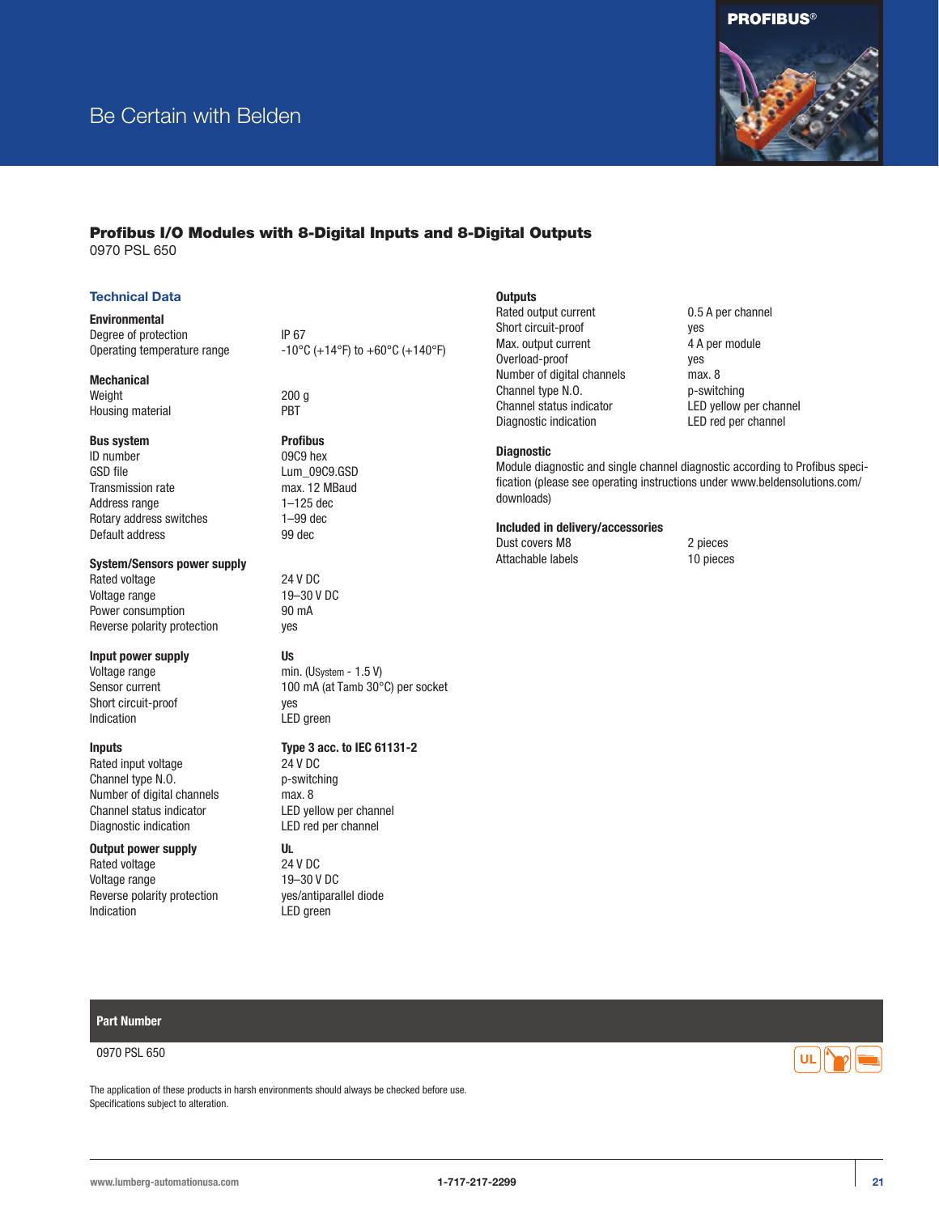Be Certain with Belden

PROFIBUS®

## Profibus I/O Modules with 8-Digital Inputs and 8-Digital Outputs

0970 PSL 650

### Technical Data

| | |
|---|---|
| **Environmental** | |
| Degree of protection | IP 67 |
| Operating temperature range | -10°C (+14°F) to +60°C (+140°F) |
| **Mechanical** | |
| Weight | 200 g |
| Housing material | PBT |
| **Bus system** | **Profibus** |
| ID number | 09C9 hex |
| GSD file | Lum_09C9.GSD |
| Transmission rate | max. 12 MBaud |
| Address range | 1–125 dec |
| Rotary address switches | 1–99 dec |
| Default address | 99 dec |
| **System/Sensors power supply** | |
| Rated voltage | 24 V DC |
| Voltage range | 19–30 V DC |
| Power consumption | 90 mA |
| Reverse polarity protection | yes |
| **Input power supply** | **$U_S$** |
| Voltage range | min. ($U_{System}$ - 1.5 V) |
| Sensor current | 100 mA (at Tamb 30°C) per socket |
| Short circuit-proof | yes |
| Indication | LED green |
| **Inputs** | **Type 3 acc. to IEC 61131-2** |
| Rated input voltage | 24 V DC |
| Channel type N.O. | p-switching |
| Number of digital channels | max. 8 |
| Channel status indicator | LED yellow per channel |
| Diagnostic indication | LED red per channel |
| **Output power supply** | **$U_L$** |
| Rated voltage | 24 V DC |
| Voltage range | 19–30 V DC |
| Reverse polarity protection | yes/antiparallel diode |
| Indication | LED green |

| | |
|---|---|
| **Outputs** | |
| Rated output current | 0.5 A per channel |
| Short circuit-proof | yes |
| Max. output current | 4 A per module |
| Overload-proof | yes |
| Number of digital channels | max. 8 |
| Channel type N.O. | p-switching |
| Channel status indicator | LED yellow per channel |
| Diagnostic indication | LED red per channel |

**Diagnostic**

Module diagnostic and single channel diagnostic according to Profibus specification (please see operating instructions under www.beldensolutions.com/downloads)

| | |
|---|---|
| **Included in delivery/accessories** | |
| Dust covers M8 | 2 pieces |
| Attachable labels | 10 pieces |

| Part Number |
|---|
| 0970 PSL 650 |

The application of these products in harsh environments should always be checked before use.
Specifications subject to alteration.

www.lumberg-automationusa.com 1-717-217-2299